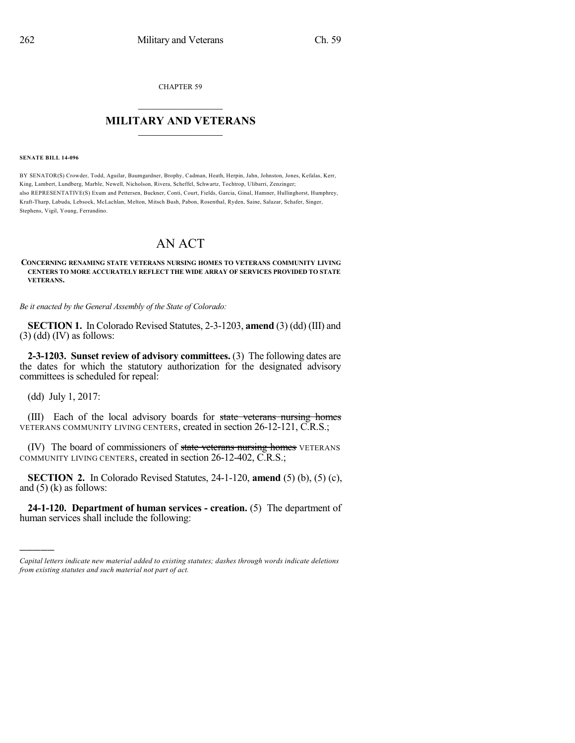CHAPTER 59

## MILITARY AND VETERANS

**SENATE BILL 14-096**

BY SENATOR(S) Crowder, Todd, Aguilar, Baumgardner, Brophy, Cadman, Heath, Herpin, Jahn, Johnston, Jones, Kefalas, Kerr, King, Lambert, Lundberg, Marble, Newell, Nicholson, Rivera, Scheffel, Schwartz, Tochtrop, Ulibarri, Zenzinger;
also REPRESENTATIVE(S) Exum and Pettersen, Buckner, Conti, Court, Fields, Garcia, Ginal, Hamner, Hullinghorst, Humphrey, Kraft-Tharp, Labuda, Lebsock, McLachlan, Melton, Mitsch Bush, Pabon, Rosenthal, Ryden, Saine, Salazar, Schafer, Singer, Stephens, Vigil, Young, Ferrandino.

# AN ACT

**CONCERNING RENAMING STATE VETERANS NURSING HOMES TO VETERANS COMMUNITY LIVING CENTERS TO MORE ACCURATELY REFLECT THE WIDE ARRAY OF SERVICES PROVIDED TO STATE VETERANS.**

*Be it enacted by the General Assembly of the State of Colorado:*

**SECTION 1.** In Colorado Revised Statutes, 2-3-1203, **amend** (3) (dd) (III) and (3) (dd) (IV) as follows:

**2-3-1203. Sunset review of advisory committees.** (3) The following dates are the dates for which the statutory authorization for the designated advisory committees is scheduled for repeal:

(dd) July 1, 2017:

(III) Each of the local advisory boards for ~~state veterans nursing homes~~ VETERANS COMMUNITY LIVING CENTERS, created in section 26-12-121, C.R.S.;

(IV) The board of commissioners of ~~state veterans nursing homes~~ VETERANS COMMUNITY LIVING CENTERS, created in section 26-12-402, C.R.S.;

**SECTION 2.** In Colorado Revised Statutes, 24-1-120, **amend** (5) (b), (5) (c), and (5) (k) as follows:

**24-1-120. Department of human services - creation.** (5) The department of human services shall include the following:

---

*Capital letters indicate new material added to existing statutes; dashes through words indicate deletions from existing statutes and such material not part of act.*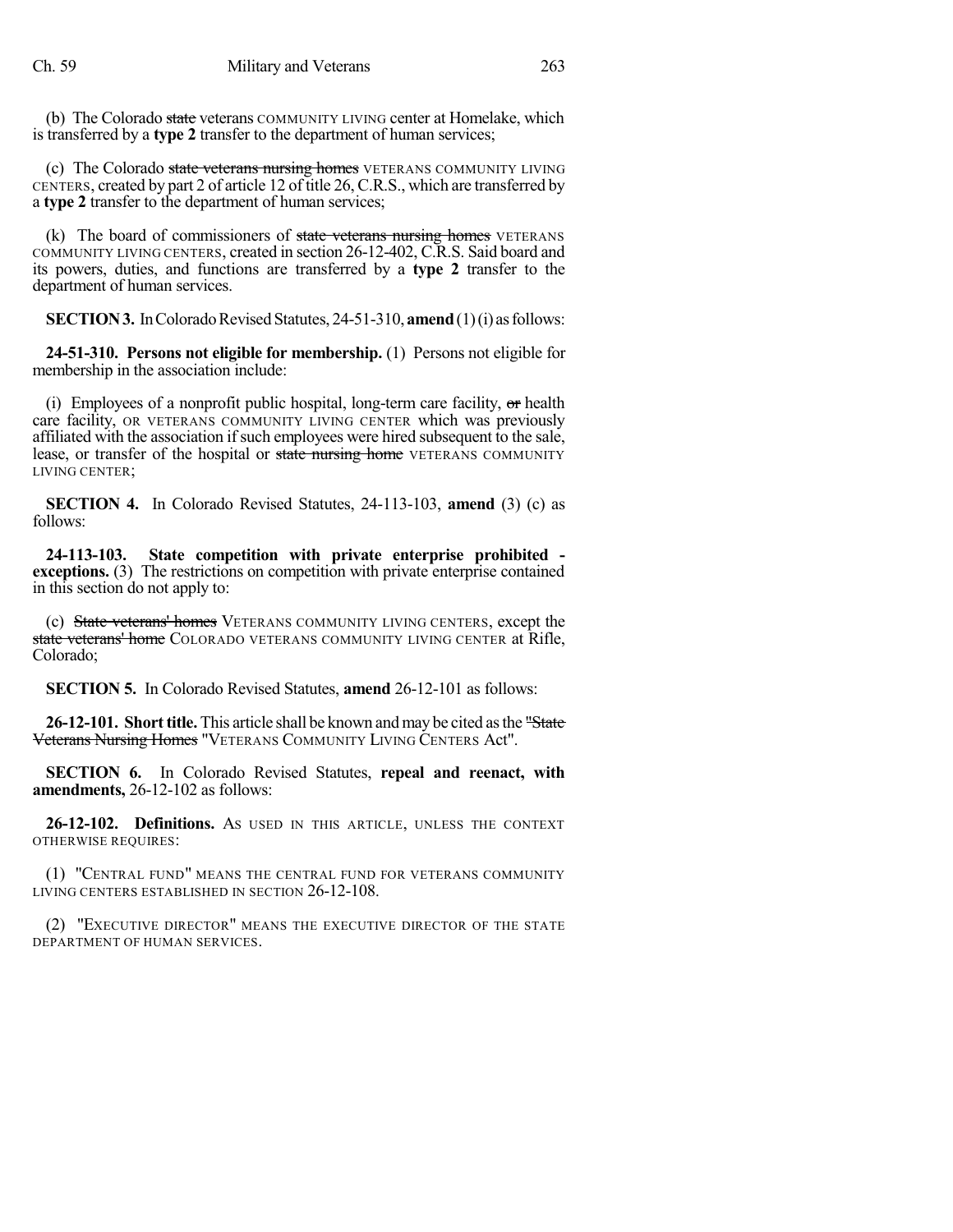(b) The Colorado ~~state~~ veterans COMMUNITY LIVING center at Homelake, which is transferred by a **type 2** transfer to the department of human services;

(c) The Colorado ~~state veterans nursing homes~~ VETERANS COMMUNITY LIVING CENTERS, created by part 2 of article 12 of title 26, C.R.S., which are transferred by a **type 2** transfer to the department of human services;

(k) The board of commissioners of ~~state veterans nursing homes~~ VETERANS COMMUNITY LIVING CENTERS, created in section 26-12-402, C.R.S. Said board and its powers, duties, and functions are transferred by a **type 2** transfer to the department of human services.

**SECTION 3.** In Colorado Revised Statutes, 24-51-310, **amend** (1) (i) as follows:

**24-51-310. Persons not eligible for membership.** (1) Persons not eligible for membership in the association include:

(i) Employees of a nonprofit public hospital, long-term care facility, ~~or~~ health care facility, OR VETERANS COMMUNITY LIVING CENTER which was previously affiliated with the association if such employees were hired subsequent to the sale, lease, or transfer of the hospital or ~~state nursing home~~ VETERANS COMMUNITY LIVING CENTER;

**SECTION 4.** In Colorado Revised Statutes, 24-113-103, **amend** (3) (c) as follows:

**24-113-103. State competition with private enterprise prohibited - exceptions.** (3) The restrictions on competition with private enterprise contained in this section do not apply to:

(c) ~~State veterans' homes~~ VETERANS COMMUNITY LIVING CENTERS, except the ~~state veterans' home~~ COLORADO VETERANS COMMUNITY LIVING CENTER at Rifle, Colorado;

**SECTION 5.** In Colorado Revised Statutes, **amend** 26-12-101 as follows:

**26-12-101. Short title.** This article shall be known and may be cited as the ~~"State Veterans Nursing Homes~~ "VETERANS COMMUNITY LIVING CENTERS Act".

**SECTION 6.** In Colorado Revised Statutes, **repeal and reenact, with amendments,** 26-12-102 as follows:

**26-12-102. Definitions.** AS USED IN THIS ARTICLE, UNLESS THE CONTEXT OTHERWISE REQUIRES:

(1) "CENTRAL FUND" MEANS THE CENTRAL FUND FOR VETERANS COMMUNITY LIVING CENTERS ESTABLISHED IN SECTION 26-12-108.

(2) "EXECUTIVE DIRECTOR" MEANS THE EXECUTIVE DIRECTOR OF THE STATE DEPARTMENT OF HUMAN SERVICES.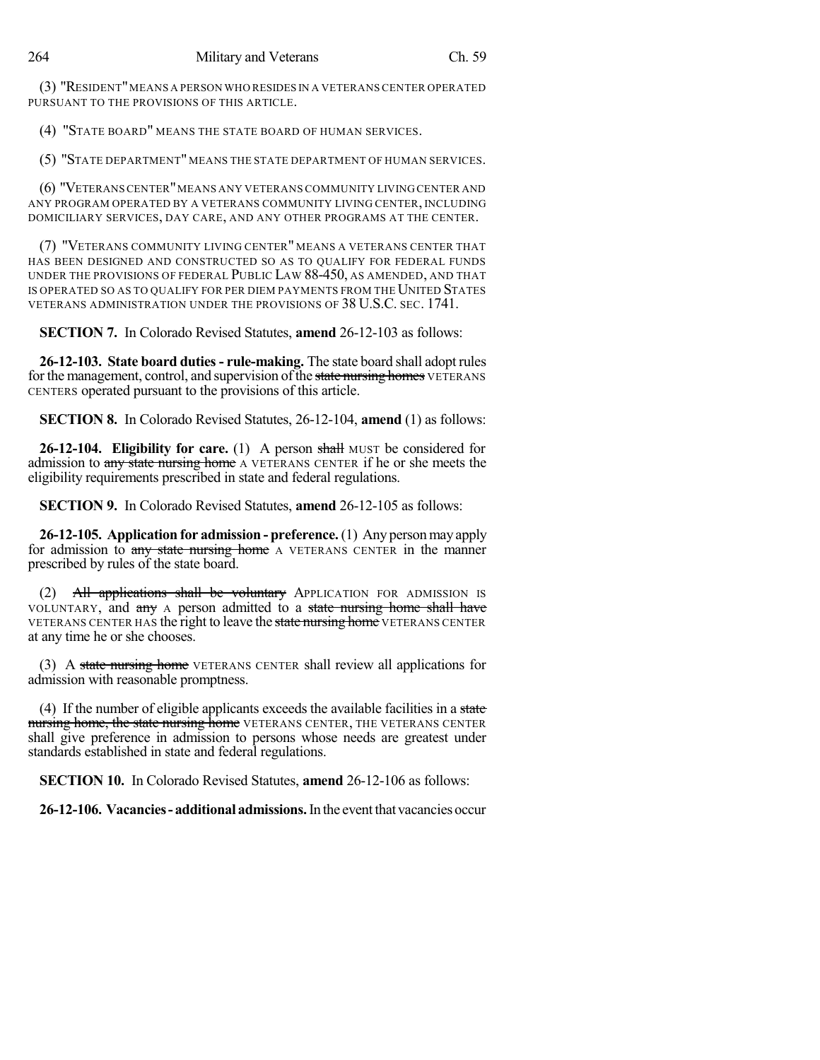(3) "RESIDENT" MEANS A PERSON WHO RESIDES IN A VETERANS CENTER OPERATED PURSUANT TO THE PROVISIONS OF THIS ARTICLE.

(4) "STATE BOARD" MEANS THE STATE BOARD OF HUMAN SERVICES.

(5) "STATE DEPARTMENT" MEANS THE STATE DEPARTMENT OF HUMAN SERVICES.

(6) "VETERANS CENTER" MEANS ANY VETERANS COMMUNITY LIVING CENTER AND ANY PROGRAM OPERATED BY A VETERANS COMMUNITY LIVING CENTER, INCLUDING DOMICILIARY SERVICES, DAY CARE, AND ANY OTHER PROGRAMS AT THE CENTER.

(7) "VETERANS COMMUNITY LIVING CENTER" MEANS A VETERANS CENTER THAT HAS BEEN DESIGNED AND CONSTRUCTED SO AS TO QUALIFY FOR FEDERAL FUNDS UNDER THE PROVISIONS OF FEDERAL PUBLIC LAW 88-450, AS AMENDED, AND THAT IS OPERATED SO AS TO QUALIFY FOR PER DIEM PAYMENTS FROM THE UNITED STATES VETERANS ADMINISTRATION UNDER THE PROVISIONS OF 38 U.S.C. SEC. 1741.

**SECTION 7.** In Colorado Revised Statutes, **amend** 26-12-103 as follows:

**26-12-103. State board duties - rule-making.** The state board shall adopt rules for the management, control, and supervision of the ~~state nursing homes~~ VETERANS CENTERS operated pursuant to the provisions of this article.

**SECTION 8.** In Colorado Revised Statutes, 26-12-104, **amend** (1) as follows:

**26-12-104. Eligibility for care.** (1) A person ~~shall~~ MUST be considered for admission to ~~any state nursing home~~ A VETERANS CENTER if he or she meets the eligibility requirements prescribed in state and federal regulations.

**SECTION 9.** In Colorado Revised Statutes, **amend** 26-12-105 as follows:

**26-12-105. Application for admission - preference.** (1) Any person may apply for admission to ~~any state nursing home~~ A VETERANS CENTER in the manner prescribed by rules of the state board.

(2) ~~All applications shall be voluntary~~ APPLICATION FOR ADMISSION IS VOLUNTARY, and ~~any~~ A person admitted to a ~~state nursing home shall have~~ VETERANS CENTER HAS the right to leave the ~~state nursing home~~ VETERANS CENTER at any time he or she chooses.

(3) A ~~state nursing home~~ VETERANS CENTER shall review all applications for admission with reasonable promptness.

(4) If the number of eligible applicants exceeds the available facilities in a ~~state nursing home, the state nursing home~~ VETERANS CENTER, THE VETERANS CENTER shall give preference in admission to persons whose needs are greatest under standards established in state and federal regulations.

**SECTION 10.** In Colorado Revised Statutes, **amend** 26-12-106 as follows:

**26-12-106. Vacancies - additional admissions.** In the event that vacancies occur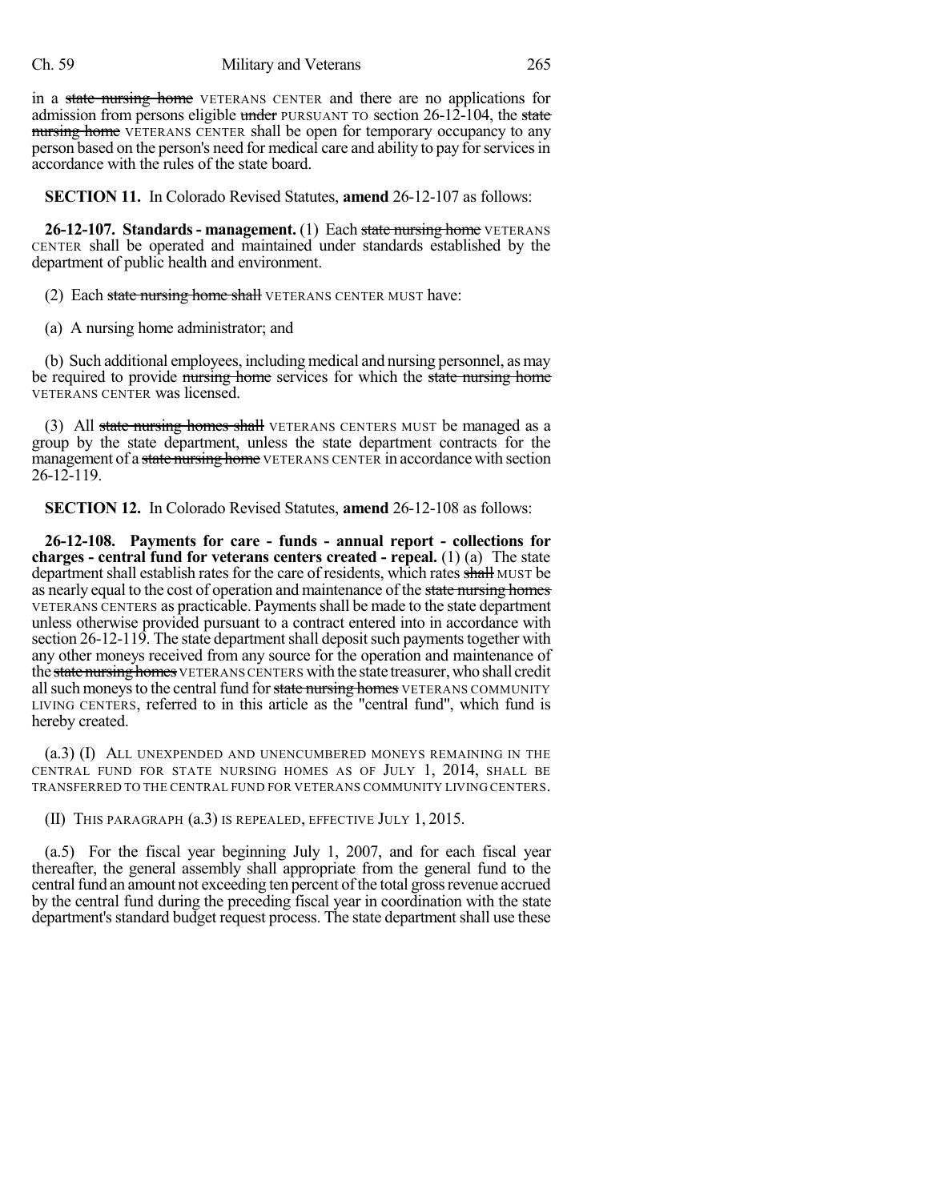in a ~~state nursing home~~ VETERANS CENTER and there are no applications for admission from persons eligible ~~under~~ PURSUANT TO section 26-12-104, the ~~state nursing home~~ VETERANS CENTER shall be open for temporary occupancy to any person based on the person's need for medical care and ability to pay for services in accordance with the rules of the state board.

**SECTION 11.** In Colorado Revised Statutes, **amend** 26-12-107 as follows:

**26-12-107. Standards - management.** (1) Each ~~state nursing home~~ VETERANS CENTER shall be operated and maintained under standards established by the department of public health and environment.

(2) Each ~~state nursing home shall~~ VETERANS CENTER MUST have:

(a) A nursing home administrator; and

(b) Such additional employees, including medical and nursing personnel, as may be required to provide ~~nursing home~~ services for which the ~~state nursing home~~ VETERANS CENTER was licensed.

(3) All ~~state nursing homes shall~~ VETERANS CENTERS MUST be managed as a group by the state department, unless the state department contracts for the management of a ~~state nursing home~~ VETERANS CENTER in accordance with section 26-12-119.

**SECTION 12.** In Colorado Revised Statutes, **amend** 26-12-108 as follows:

**26-12-108. Payments for care - funds - annual report - collections for charges - central fund for veterans centers created - repeal.** (1) (a) The state department shall establish rates for the care of residents, which rates ~~shall~~ MUST be as nearly equal to the cost of operation and maintenance of the ~~state nursing homes~~ VETERANS CENTERS as practicable. Payments shall be made to the state department unless otherwise provided pursuant to a contract entered into in accordance with section 26-12-119. The state department shall deposit such payments together with any other moneys received from any source for the operation and maintenance of the ~~state nursing homes~~ VETERANS CENTERS with the state treasurer, who shall credit all such moneys to the central fund for ~~state nursing homes~~ VETERANS COMMUNITY LIVING CENTERS, referred to in this article as the "central fund", which fund is hereby created.

(a.3) (I) ALL UNEXPENDED AND UNENCUMBERED MONEYS REMAINING IN THE CENTRAL FUND FOR STATE NURSING HOMES AS OF JULY 1, 2014, SHALL BE TRANSFERRED TO THE CENTRAL FUND FOR VETERANS COMMUNITY LIVING CENTERS.

(II) THIS PARAGRAPH (a.3) IS REPEALED, EFFECTIVE JULY 1, 2015.

(a.5) For the fiscal year beginning July 1, 2007, and for each fiscal year thereafter, the general assembly shall appropriate from the general fund to the central fund an amount not exceeding ten percent of the total gross revenue accrued by the central fund during the preceding fiscal year in coordination with the state department's standard budget request process. The state department shall use these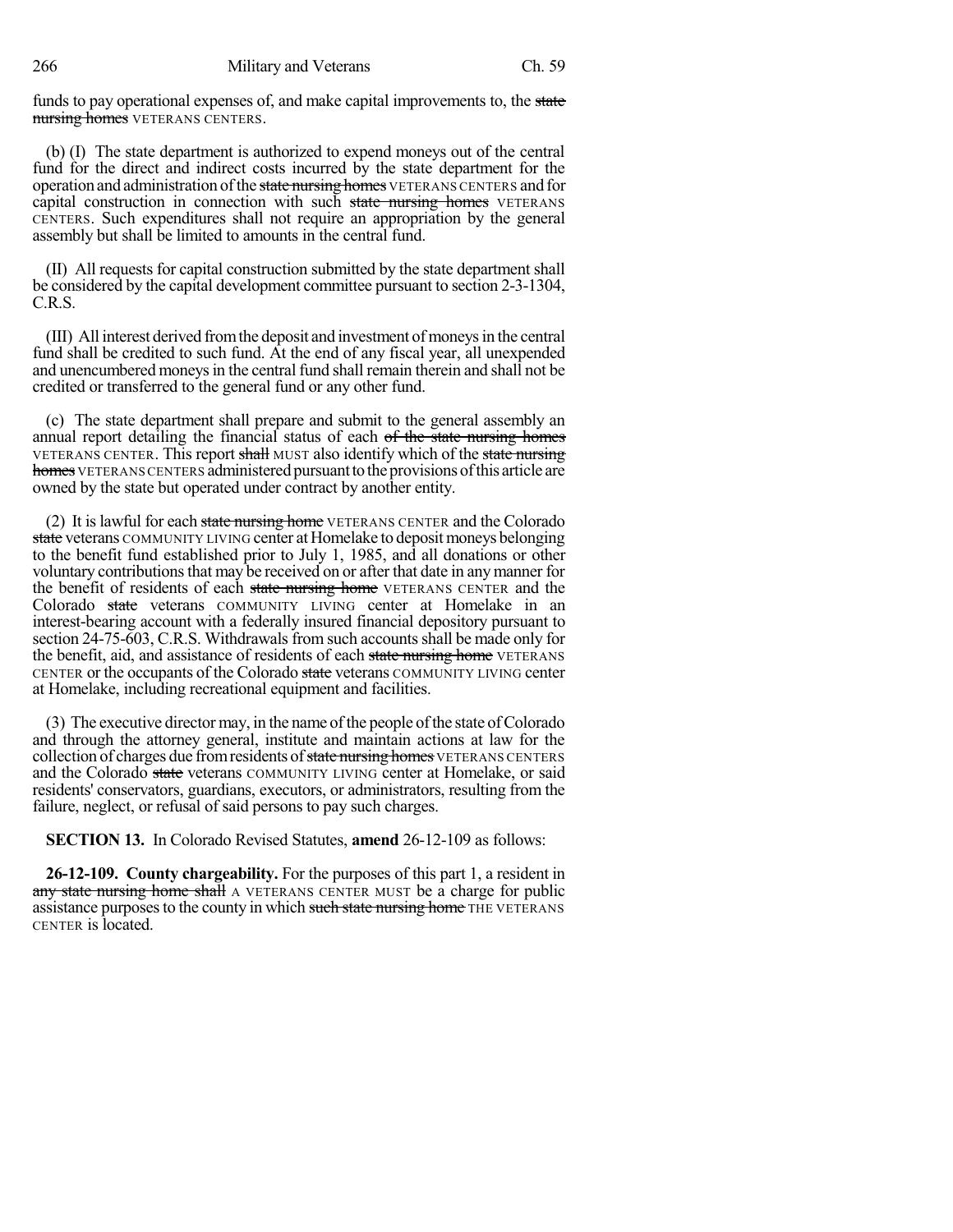funds to pay operational expenses of, and make capital improvements to, the ~~state nursing homes~~ VETERANS CENTERS.

(b) (I) The state department is authorized to expend moneys out of the central fund for the direct and indirect costs incurred by the state department for the operation and administration of the ~~state nursing homes~~ VETERANS CENTERS and for capital construction in connection with such ~~state nursing homes~~ VETERANS CENTERS. Such expenditures shall not require an appropriation by the general assembly but shall be limited to amounts in the central fund.

(II) All requests for capital construction submitted by the state department shall be considered by the capital development committee pursuant to section 2-3-1304, C.R.S.

(III) All interest derived from the deposit and investment of moneys in the central fund shall be credited to such fund. At the end of any fiscal year, all unexpended and unencumbered moneys in the central fund shall remain therein and shall not be credited or transferred to the general fund or any other fund.

(c) The state department shall prepare and submit to the general assembly an annual report detailing the financial status of each ~~of the state nursing homes~~ VETERANS CENTER. This report ~~shall~~ MUST also identify which of the ~~state nursing homes~~ VETERANS CENTERS administered pursuant to the provisions of this article are owned by the state but operated under contract by another entity.

(2) It is lawful for each ~~state nursing home~~ VETERANS CENTER and the Colorado ~~state~~ veterans COMMUNITY LIVING center at Homelake to deposit moneys belonging to the benefit fund established prior to July 1, 1985, and all donations or other voluntary contributions that may be received on or after that date in any manner for the benefit of residents of each ~~state nursing home~~ VETERANS CENTER and the Colorado ~~state~~ veterans COMMUNITY LIVING center at Homelake in an interest-bearing account with a federally insured financial depository pursuant to section 24-75-603, C.R.S. Withdrawals from such accounts shall be made only for the benefit, aid, and assistance of residents of each ~~state nursing home~~ VETERANS CENTER or the occupants of the Colorado ~~state~~ veterans COMMUNITY LIVING center at Homelake, including recreational equipment and facilities.

(3) The executive director may, in the name of the people of the state of Colorado and through the attorney general, institute and maintain actions at law for the collection of charges due from residents of ~~state nursing homes~~ VETERANS CENTERS and the Colorado ~~state~~ veterans COMMUNITY LIVING center at Homelake, or said residents' conservators, guardians, executors, or administrators, resulting from the failure, neglect, or refusal of said persons to pay such charges.

**SECTION 13.** In Colorado Revised Statutes, **amend** 26-12-109 as follows:

**26-12-109. County chargeability.** For the purposes of this part 1, a resident in ~~any state nursing home shall~~ A VETERANS CENTER MUST be a charge for public assistance purposes to the county in which ~~such state nursing home~~ THE VETERANS CENTER is located.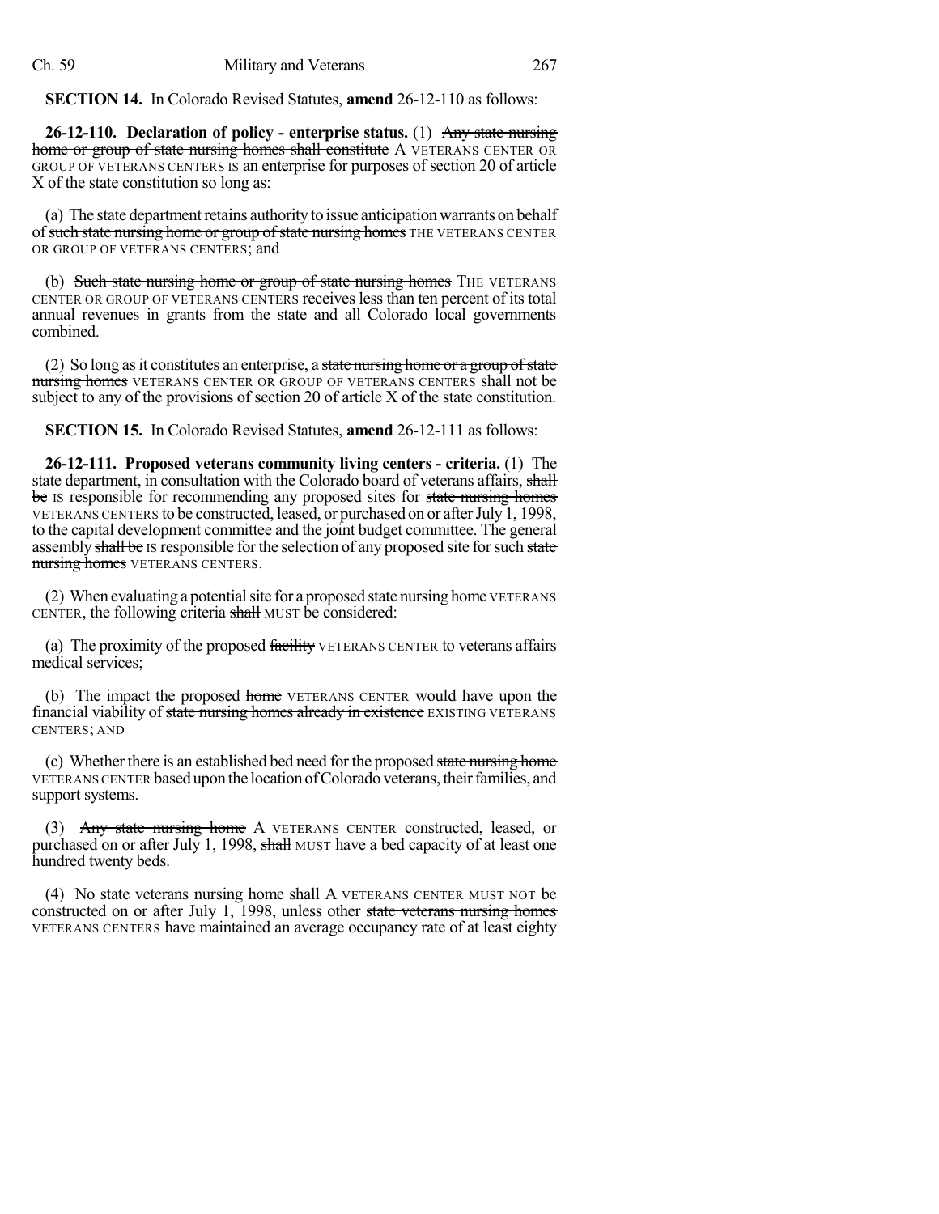**SECTION 14.** In Colorado Revised Statutes, **amend** 26-12-110 as follows:

**26-12-110. Declaration of policy - enterprise status.** (1) ~~Any state nursing home or group of state nursing homes shall constitute~~ A VETERANS CENTER OR GROUP OF VETERANS CENTERS IS an enterprise for purposes of section 20 of article X of the state constitution so long as:

(a) The state department retains authority to issue anticipation warrants on behalf of ~~such state nursing home or group of state nursing homes~~ THE VETERANS CENTER OR GROUP OF VETERANS CENTERS; and

(b) ~~Such state nursing home or group of state nursing homes~~ THE VETERANS CENTER OR GROUP OF VETERANS CENTERS receives less than ten percent of its total annual revenues in grants from the state and all Colorado local governments combined.

(2) So long as it constitutes an enterprise, a ~~state nursing home or a group of state nursing homes~~ VETERANS CENTER OR GROUP OF VETERANS CENTERS shall not be subject to any of the provisions of section 20 of article X of the state constitution.

**SECTION 15.** In Colorado Revised Statutes, **amend** 26-12-111 as follows:

**26-12-111. Proposed veterans community living centers - criteria.** (1) The state department, in consultation with the Colorado board of veterans affairs, ~~shall be~~ IS responsible for recommending any proposed sites for ~~state nursing homes~~ VETERANS CENTERS to be constructed, leased, or purchased on or after July 1, 1998, to the capital development committee and the joint budget committee. The general assembly ~~shall be~~ IS responsible for the selection of any proposed site for such ~~state nursing homes~~ VETERANS CENTERS.

(2) When evaluating a potential site for a proposed ~~state nursing home~~ VETERANS CENTER, the following criteria ~~shall~~ MUST be considered:

(a) The proximity of the proposed ~~facility~~ VETERANS CENTER to veterans affairs medical services;

(b) The impact the proposed ~~home~~ VETERANS CENTER would have upon the financial viability of ~~state nursing homes already in existence~~ EXISTING VETERANS CENTERS; AND

(c) Whether there is an established bed need for the proposed ~~state nursing home~~ VETERANS CENTER based upon the location of Colorado veterans, their families, and support systems.

(3) ~~Any state nursing home~~ A VETERANS CENTER constructed, leased, or purchased on or after July 1, 1998, ~~shall~~ MUST have a bed capacity of at least one hundred twenty beds.

(4) ~~No state veterans nursing home shall~~ A VETERANS CENTER MUST NOT be constructed on or after July 1, 1998, unless other ~~state veterans nursing homes~~ VETERANS CENTERS have maintained an average occupancy rate of at least eighty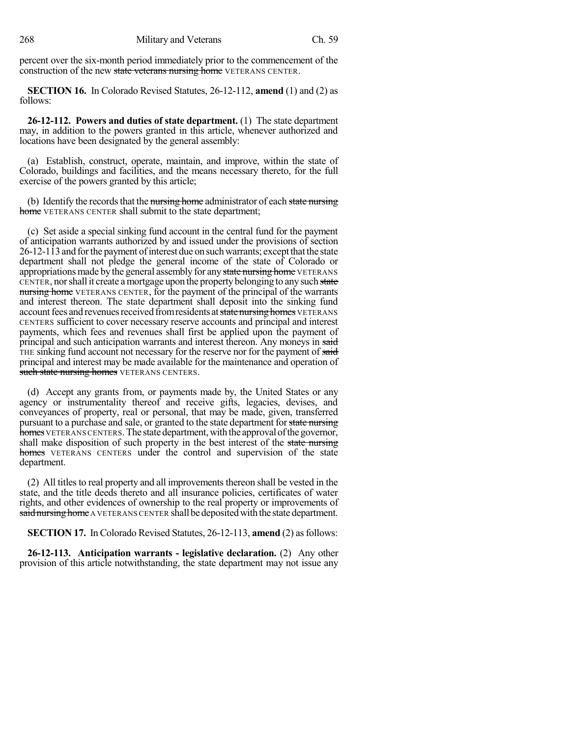percent over the six-month period immediately prior to the commencement of the construction of the new ~~state veterans nursing home~~ VETERANS CENTER.

**SECTION 16.** In Colorado Revised Statutes, 26-12-112, **amend** (1) and (2) as follows:

**26-12-112. Powers and duties of state department.** (1) The state department may, in addition to the powers granted in this article, whenever authorized and locations have been designated by the general assembly:

(a) Establish, construct, operate, maintain, and improve, within the state of Colorado, buildings and facilities, and the means necessary thereto, for the full exercise of the powers granted by this article;

(b) Identify the records that the ~~nursing home~~ administrator of each ~~state nursing home~~ VETERANS CENTER shall submit to the state department;

(c) Set aside a special sinking fund account in the central fund for the payment of anticipation warrants authorized by and issued under the provisions of section 26-12-113 and for the payment of interest due on such warrants; except that the state department shall not pledge the general income of the state of Colorado or appropriations made by the general assembly for any ~~state nursing home~~ VETERANS CENTER, nor shall it create a mortgage upon the property belonging to any such ~~state nursing home~~ VETERANS CENTER, for the payment of the principal of the warrants and interest thereon. The state department shall deposit into the sinking fund account fees and revenues received from residents at ~~state nursing homes~~ VETERANS CENTERS sufficient to cover necessary reserve accounts and principal and interest payments, which fees and revenues shall first be applied upon the payment of principal and such anticipation warrants and interest thereon. Any moneys in ~~said~~ THE sinking fund account not necessary for the reserve nor for the payment of ~~said~~ principal and interest may be made available for the maintenance and operation of ~~such state nursing homes~~ VETERANS CENTERS.

(d) Accept any grants from, or payments made by, the United States or any agency or instrumentality thereof and receive gifts, legacies, devises, and conveyances of property, real or personal, that may be made, given, transferred pursuant to a purchase and sale, or granted to the state department for ~~state nursing homes~~ VETERANS CENTERS. The state department, with the approval of the governor, shall make disposition of such property in the best interest of the ~~state nursing homes~~ VETERANS CENTERS under the control and supervision of the state department.

(2) All titles to real property and all improvements thereon shall be vested in the state, and the title deeds thereto and all insurance policies, certificates of water rights, and other evidences of ownership to the real property or improvements of ~~said nursing home~~ A VETERANS CENTER shall be deposited with the state department.

**SECTION 17.** In Colorado Revised Statutes, 26-12-113, **amend** (2) as follows:

**26-12-113. Anticipation warrants - legislative declaration.** (2) Any other provision of this article notwithstanding, the state department may not issue any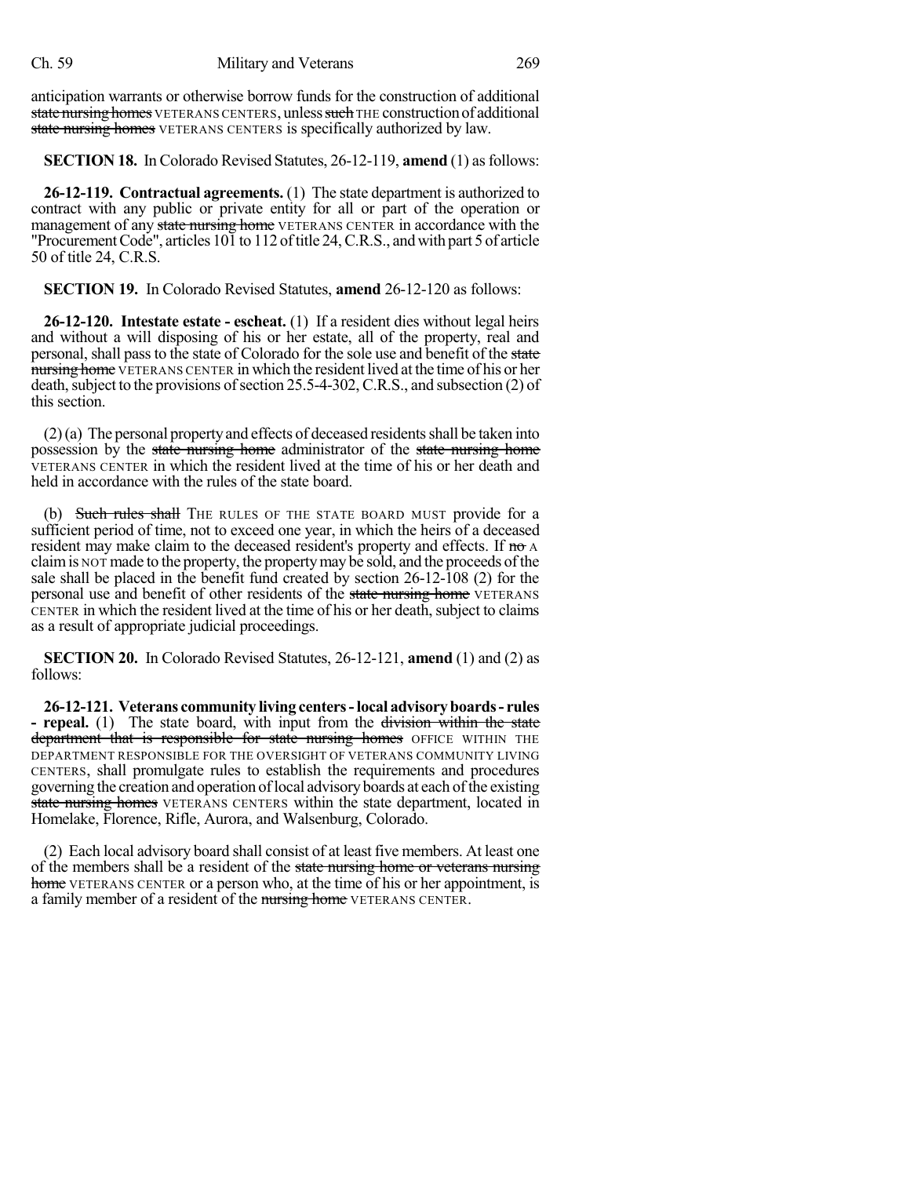anticipation warrants or otherwise borrow funds for the construction of additional ~~state nursing homes~~ VETERANS CENTERS, unless ~~such~~ THE construction of additional ~~state nursing homes~~ VETERANS CENTERS is specifically authorized by law.

**SECTION 18.** In Colorado Revised Statutes, 26-12-119, **amend** (1) as follows:

**26-12-119. Contractual agreements.** (1) The state department is authorized to contract with any public or private entity for all or part of the operation or management of any ~~state nursing home~~ VETERANS CENTER in accordance with the "Procurement Code", articles 101 to 112 of title 24, C.R.S., and with part 5 of article 50 of title 24, C.R.S.

**SECTION 19.** In Colorado Revised Statutes, **amend** 26-12-120 as follows:

**26-12-120. Intestate estate - escheat.** (1) If a resident dies without legal heirs and without a will disposing of his or her estate, all of the property, real and personal, shall pass to the state of Colorado for the sole use and benefit of the ~~state nursing home~~ VETERANS CENTER in which the resident lived at the time of his or her death, subject to the provisions of section 25.5-4-302, C.R.S., and subsection (2) of this section.

(2) (a) The personal property and effects of deceased residents shall be taken into possession by the ~~state nursing home~~ administrator of the ~~state nursing home~~ VETERANS CENTER in which the resident lived at the time of his or her death and held in accordance with the rules of the state board.

(b) ~~Such rules shall~~ THE RULES OF THE STATE BOARD MUST provide for a sufficient period of time, not to exceed one year, in which the heirs of a deceased resident may make claim to the deceased resident's property and effects. If ~~no~~ A claim is NOT made to the property, the property may be sold, and the proceeds of the sale shall be placed in the benefit fund created by section 26-12-108 (2) for the personal use and benefit of other residents of the ~~state nursing home~~ VETERANS CENTER in which the resident lived at the time of his or her death, subject to claims as a result of appropriate judicial proceedings.

**SECTION 20.** In Colorado Revised Statutes, 26-12-121, **amend** (1) and (2) as follows:

**26-12-121. Veterans community living centers - local advisory boards - rules - repeal.** (1) The state board, with input from the ~~division within the state department that is responsible for state nursing homes~~ OFFICE WITHIN THE DEPARTMENT RESPONSIBLE FOR THE OVERSIGHT OF VETERANS COMMUNITY LIVING CENTERS, shall promulgate rules to establish the requirements and procedures governing the creation and operation of local advisory boards at each of the existing ~~state nursing homes~~ VETERANS CENTERS within the state department, located in Homelake, Florence, Rifle, Aurora, and Walsenburg, Colorado.

(2) Each local advisory board shall consist of at least five members. At least one of the members shall be a resident of the ~~state nursing home or veterans nursing home~~ VETERANS CENTER or a person who, at the time of his or her appointment, is a family member of a resident of the ~~nursing home~~ VETERANS CENTER.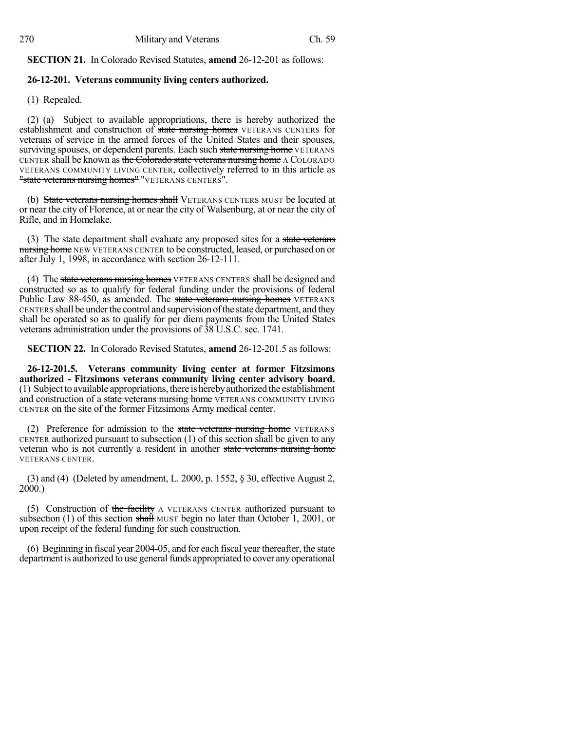**SECTION 21.** In Colorado Revised Statutes, **amend** 26-12-201 as follows:

**26-12-201. Veterans community living centers authorized.**

(1) Repealed.

(2) (a) Subject to available appropriations, there is hereby authorized the establishment and construction of ~~state nursing homes~~ VETERANS CENTERS for veterans of service in the armed forces of the United States and their spouses, surviving spouses, or dependent parents. Each such ~~state nursing home~~ VETERANS CENTER shall be known as ~~the Colorado state veterans nursing home~~ A COLORADO VETERANS COMMUNITY LIVING CENTER, collectively referred to in this article as ~~"state veterans nursing homes"~~ "VETERANS CENTERS".

(b) ~~State veterans nursing homes shall~~ VETERANS CENTERS MUST be located at or near the city of Florence, at or near the city of Walsenburg, at or near the city of Rifle, and in Homelake.

(3) The state department shall evaluate any proposed sites for a ~~state veterans nursing home~~ NEW VETERANS CENTER to be constructed, leased, or purchased on or after July 1, 1998, in accordance with section 26-12-111.

(4) The ~~state veterans nursing homes~~ VETERANS CENTERS shall be designed and constructed so as to qualify for federal funding under the provisions of federal Public Law 88-450, as amended. The ~~state veterans nursing homes~~ VETERANS CENTERS shall be under the control and supervision of the state department, and they shall be operated so as to qualify for per diem payments from the United States veterans administration under the provisions of 38 U.S.C. sec. 1741.

**SECTION 22.** In Colorado Revised Statutes, **amend** 26-12-201.5 as follows:

**26-12-201.5. Veterans community living center at former Fitzsimons authorized - Fitzsimons veterans community living center advisory board.** (1) Subject to available appropriations, there is hereby authorized the establishment and construction of a ~~state veterans nursing home~~ VETERANS COMMUNITY LIVING CENTER on the site of the former Fitzsimons Army medical center.

(2) Preference for admission to the ~~state veterans nursing home~~ VETERANS CENTER authorized pursuant to subsection (1) of this section shall be given to any veteran who is not currently a resident in another ~~state veterans nursing home~~ VETERANS CENTER.

(3) and (4) (Deleted by amendment, L. 2000, p. 1552, § 30, effective August 2, 2000.)

(5) Construction of ~~the facility~~ A VETERANS CENTER authorized pursuant to subsection (1) of this section ~~shall~~ MUST begin no later than October 1, 2001, or upon receipt of the federal funding for such construction.

(6) Beginning in fiscal year 2004-05, and for each fiscal year thereafter, the state department is authorized to use general funds appropriated to cover any operational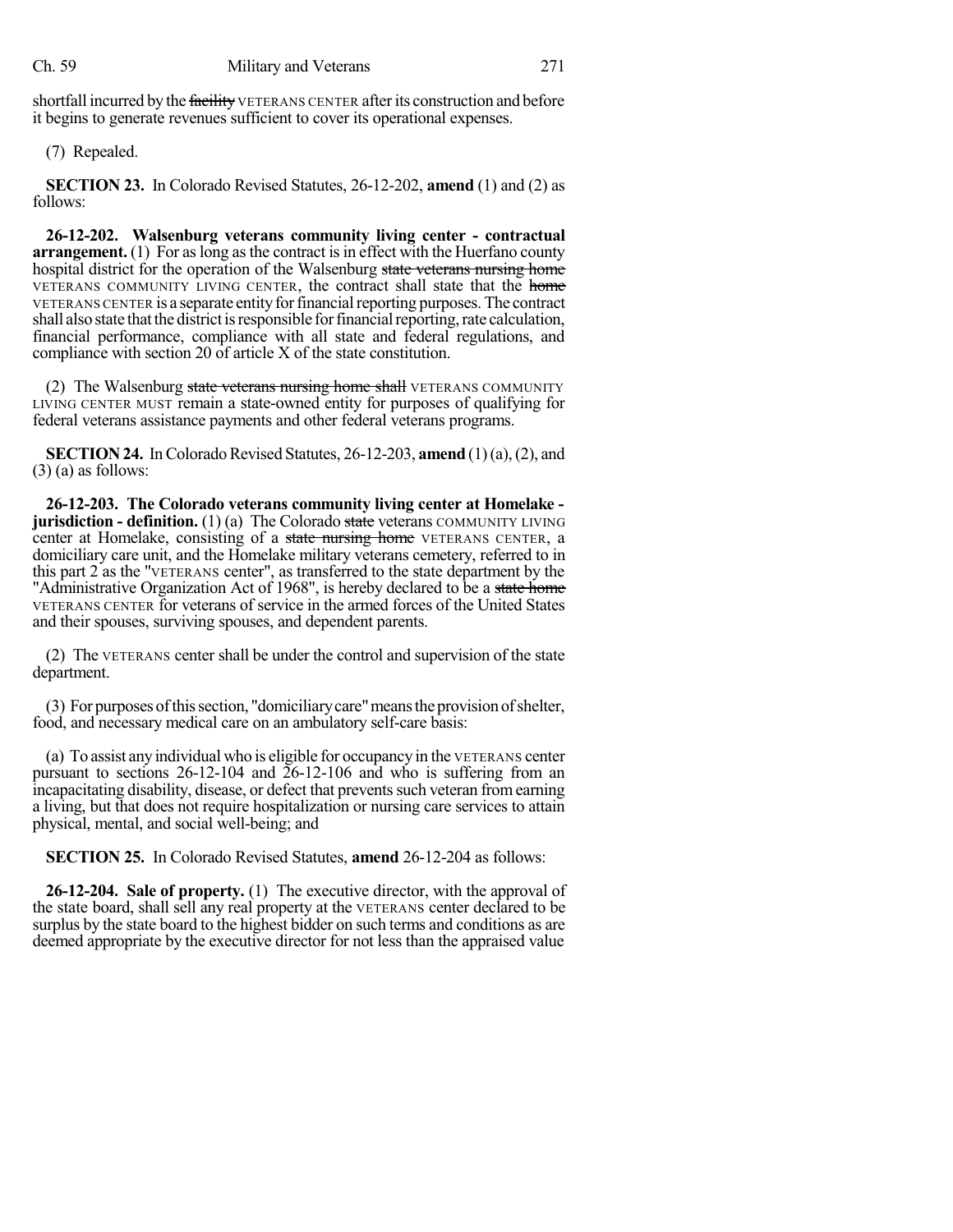shortfall incurred by the ~~facility~~ VETERANS CENTER after its construction and before it begins to generate revenues sufficient to cover its operational expenses.

(7) Repealed.

**SECTION 23.** In Colorado Revised Statutes, 26-12-202, **amend** (1) and (2) as follows:

**26-12-202. Walsenburg veterans community living center - contractual arrangement.** (1) For as long as the contract is in effect with the Huerfano county hospital district for the operation of the Walsenburg ~~state veterans nursing home~~ VETERANS COMMUNITY LIVING CENTER, the contract shall state that the ~~home~~ VETERANS CENTER is a separate entity for financial reporting purposes. The contract shall also state that the district is responsible for financial reporting, rate calculation, financial performance, compliance with all state and federal regulations, and compliance with section 20 of article X of the state constitution.

(2) The Walsenburg ~~state veterans nursing home shall~~ VETERANS COMMUNITY LIVING CENTER MUST remain a state-owned entity for purposes of qualifying for federal veterans assistance payments and other federal veterans programs.

**SECTION 24.** In Colorado Revised Statutes, 26-12-203, **amend** (1) (a), (2), and (3) (a) as follows:

**26-12-203. The Colorado veterans community living center at Homelake - jurisdiction - definition.** (1) (a) The Colorado ~~state~~ veterans COMMUNITY LIVING center at Homelake, consisting of a ~~state nursing home~~ VETERANS CENTER, a domiciliary care unit, and the Homelake military veterans cemetery, referred to in this part 2 as the "VETERANS center", as transferred to the state department by the "Administrative Organization Act of 1968", is hereby declared to be a ~~state home~~ VETERANS CENTER for veterans of service in the armed forces of the United States and their spouses, surviving spouses, and dependent parents.

(2) The VETERANS center shall be under the control and supervision of the state department.

(3) For purposes of this section, "domiciliary care" means the provision of shelter, food, and necessary medical care on an ambulatory self-care basis:

(a) To assist any individual who is eligible for occupancy in the VETERANS center pursuant to sections 26-12-104 and 26-12-106 and who is suffering from an incapacitating disability, disease, or defect that prevents such veteran from earning a living, but that does not require hospitalization or nursing care services to attain physical, mental, and social well-being; and

**SECTION 25.** In Colorado Revised Statutes, **amend** 26-12-204 as follows:

**26-12-204. Sale of property.** (1) The executive director, with the approval of the state board, shall sell any real property at the VETERANS center declared to be surplus by the state board to the highest bidder on such terms and conditions as are deemed appropriate by the executive director for not less than the appraised value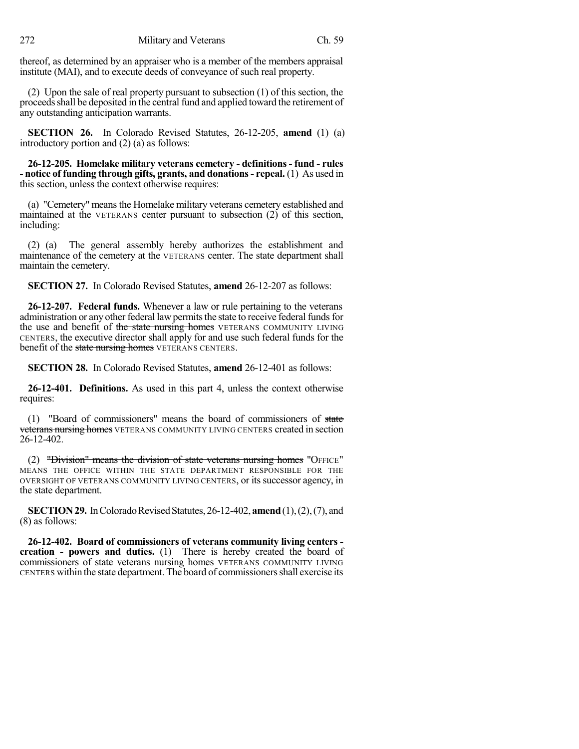thereof, as determined by an appraiser who is a member of the members appraisal institute (MAI), and to execute deeds of conveyance of such real property.

(2) Upon the sale of real property pursuant to subsection (1) of this section, the proceeds shall be deposited in the central fund and applied toward the retirement of any outstanding anticipation warrants.

**SECTION 26.** In Colorado Revised Statutes, 26-12-205, **amend** (1) (a) introductory portion and (2) (a) as follows:

**26-12-205. Homelake military veterans cemetery - definitions - fund - rules - notice of funding through gifts, grants, and donations - repeal.** (1) As used in this section, unless the context otherwise requires:

(a) "Cemetery" means the Homelake military veterans cemetery established and maintained at the VETERANS center pursuant to subsection (2) of this section, including:

(2) (a) The general assembly hereby authorizes the establishment and maintenance of the cemetery at the VETERANS center. The state department shall maintain the cemetery.

**SECTION 27.** In Colorado Revised Statutes, **amend** 26-12-207 as follows:

**26-12-207. Federal funds.** Whenever a law or rule pertaining to the veterans administration or any other federal law permits the state to receive federal funds for the use and benefit of ~~the state nursing homes~~ VETERANS COMMUNITY LIVING CENTERS, the executive director shall apply for and use such federal funds for the benefit of the ~~state nursing homes~~ VETERANS CENTERS.

**SECTION 28.** In Colorado Revised Statutes, **amend** 26-12-401 as follows:

**26-12-401. Definitions.** As used in this part 4, unless the context otherwise requires:

(1) "Board of commissioners" means the board of commissioners of ~~state veterans nursing homes~~ VETERANS COMMUNITY LIVING CENTERS created in section 26-12-402.

(2) ~~"Division" means the division of state veterans nursing homes~~ "OFFICE" MEANS THE OFFICE WITHIN THE STATE DEPARTMENT RESPONSIBLE FOR THE OVERSIGHT OF VETERANS COMMUNITY LIVING CENTERS, or its successor agency, in the state department.

**SECTION 29.** In Colorado Revised Statutes, 26-12-402, **amend** (1), (2), (7), and (8) as follows:

**26-12-402. Board of commissioners of veterans community living centers - creation - powers and duties.** (1) There is hereby created the board of commissioners of ~~state veterans nursing homes~~ VETERANS COMMUNITY LIVING CENTERS within the state department. The board of commissioners shall exercise its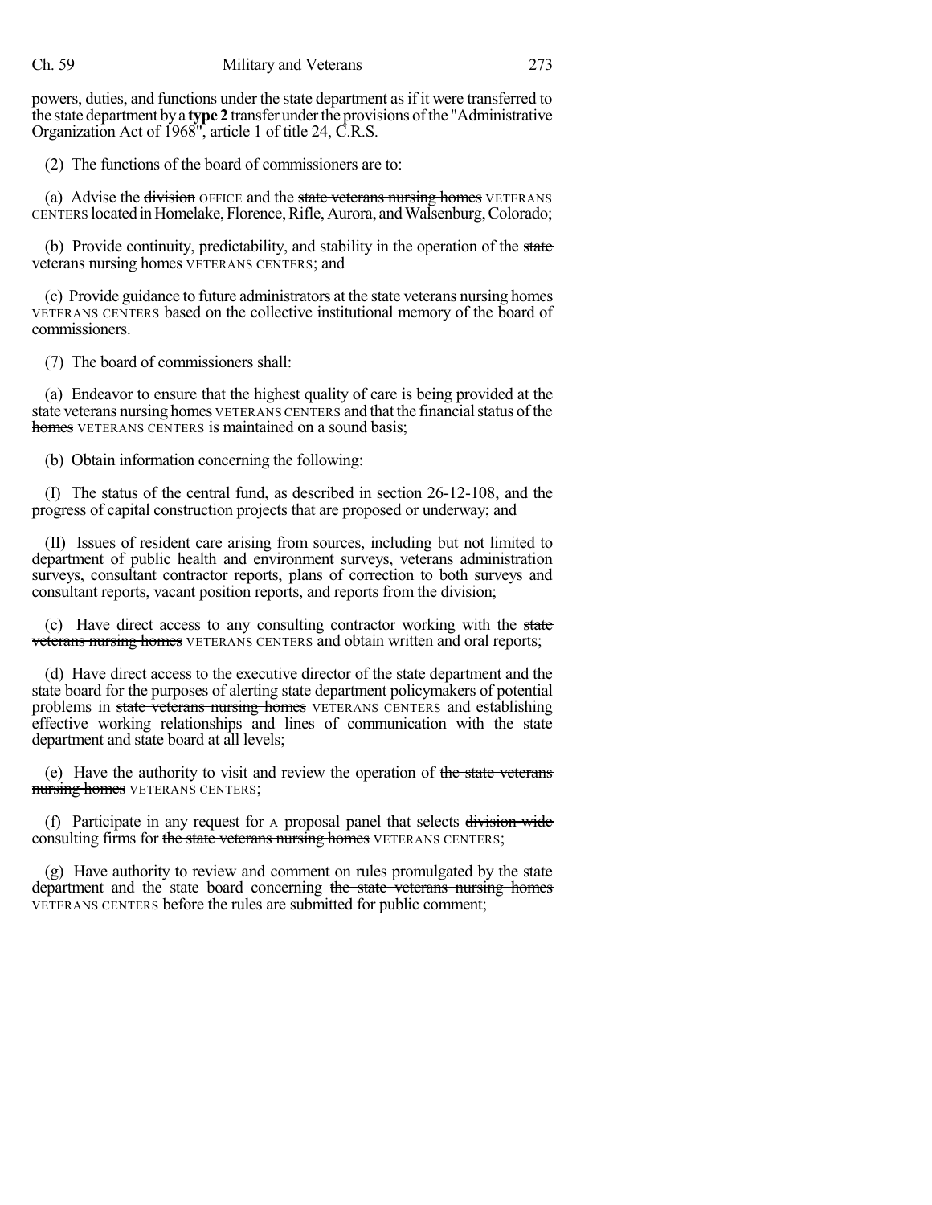powers, duties, and functions under the state department as if it were transferred to the state department by a **type 2** transfer under the provisions of the "Administrative Organization Act of 1968", article 1 of title 24, C.R.S.

(2) The functions of the board of commissioners are to:

(a) Advise the ~~division~~ OFFICE and the ~~state veterans nursing homes~~ VETERANS CENTERS located in Homelake, Florence, Rifle, Aurora, and Walsenburg, Colorado;

(b) Provide continuity, predictability, and stability in the operation of the ~~state veterans nursing homes~~ VETERANS CENTERS; and

(c) Provide guidance to future administrators at the ~~state veterans nursing homes~~ VETERANS CENTERS based on the collective institutional memory of the board of commissioners.

(7) The board of commissioners shall:

(a) Endeavor to ensure that the highest quality of care is being provided at the ~~state veterans nursing homes~~ VETERANS CENTERS and that the financial status of the ~~homes~~ VETERANS CENTERS is maintained on a sound basis;

(b) Obtain information concerning the following:

(I) The status of the central fund, as described in section 26-12-108, and the progress of capital construction projects that are proposed or underway; and

(II) Issues of resident care arising from sources, including but not limited to department of public health and environment surveys, veterans administration surveys, consultant contractor reports, plans of correction to both surveys and consultant reports, vacant position reports, and reports from the division;

(c) Have direct access to any consulting contractor working with the ~~state veterans nursing homes~~ VETERANS CENTERS and obtain written and oral reports;

(d) Have direct access to the executive director of the state department and the state board for the purposes of alerting state department policymakers of potential problems in ~~state veterans nursing homes~~ VETERANS CENTERS and establishing effective working relationships and lines of communication with the state department and state board at all levels;

(e) Have the authority to visit and review the operation of ~~the state veterans nursing homes~~ VETERANS CENTERS;

(f) Participate in any request for A proposal panel that selects ~~division-wide~~ consulting firms for ~~the state veterans nursing homes~~ VETERANS CENTERS;

(g) Have authority to review and comment on rules promulgated by the state department and the state board concerning ~~the state veterans nursing homes~~ VETERANS CENTERS before the rules are submitted for public comment;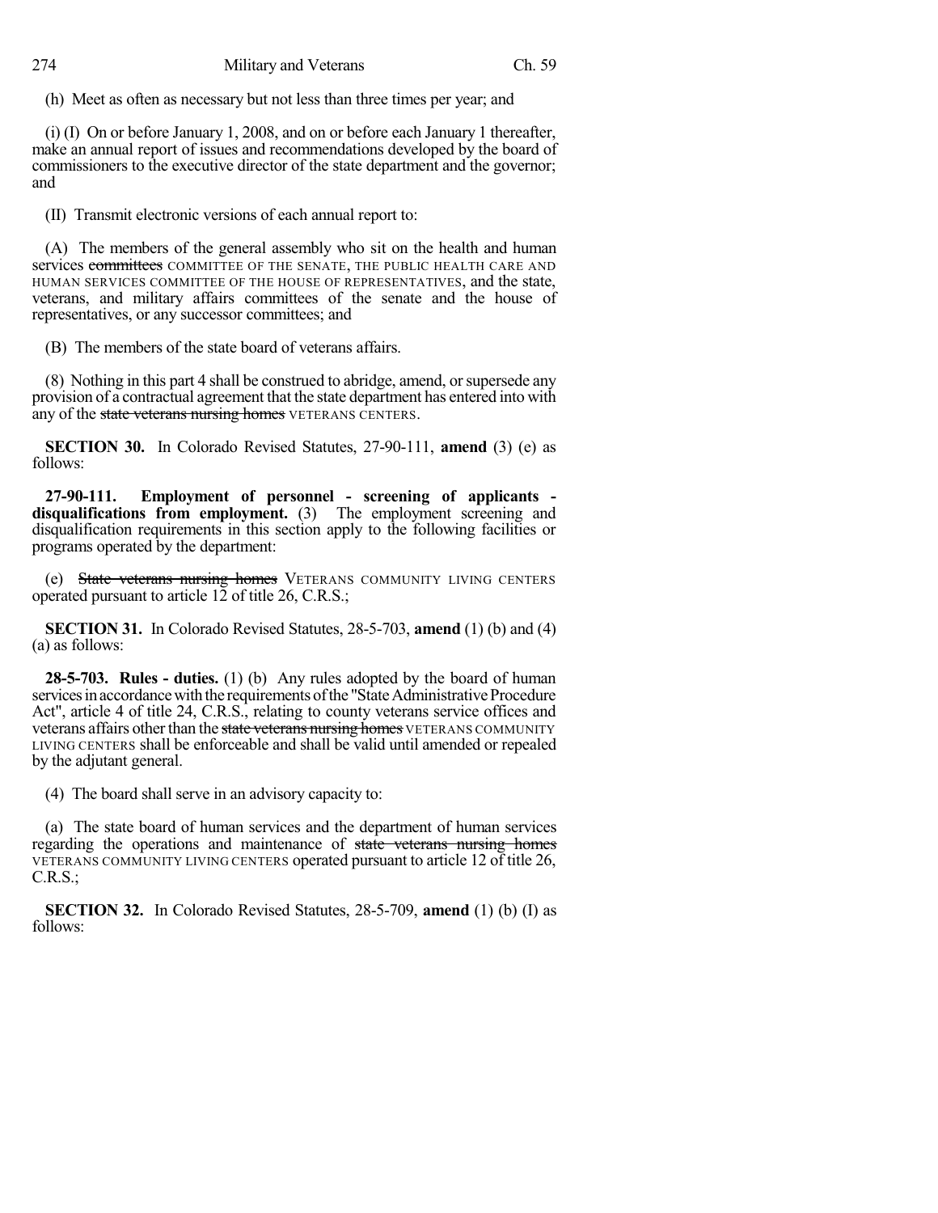(h) Meet as often as necessary but not less than three times per year; and

(i) (I) On or before January 1, 2008, and on or before each January 1 thereafter, make an annual report of issues and recommendations developed by the board of commissioners to the executive director of the state department and the governor; and

(II) Transmit electronic versions of each annual report to:

(A) The members of the general assembly who sit on the health and human services ~~committees~~ COMMITTEE OF THE SENATE, THE PUBLIC HEALTH CARE AND HUMAN SERVICES COMMITTEE OF THE HOUSE OF REPRESENTATIVES, and the state, veterans, and military affairs committees of the senate and the house of representatives, or any successor committees; and

(B) The members of the state board of veterans affairs.

(8) Nothing in this part 4 shall be construed to abridge, amend, or supersede any provision of a contractual agreement that the state department has entered into with any of the ~~state veterans nursing homes~~ VETERANS CENTERS.

**SECTION 30.** In Colorado Revised Statutes, 27-90-111, **amend** (3) (e) as follows:

**27-90-111. Employment of personnel - screening of applicants - disqualifications from employment.** (3) The employment screening and disqualification requirements in this section apply to the following facilities or programs operated by the department:

(e) ~~State veterans nursing homes~~ VETERANS COMMUNITY LIVING CENTERS operated pursuant to article 12 of title 26, C.R.S.;

**SECTION 31.** In Colorado Revised Statutes, 28-5-703, **amend** (1) (b) and (4) (a) as follows:

**28-5-703. Rules - duties.** (1) (b) Any rules adopted by the board of human services in accordance with the requirements of the "State Administrative Procedure Act", article 4 of title 24, C.R.S., relating to county veterans service offices and veterans affairs other than the ~~state veterans nursing homes~~ VETERANS COMMUNITY LIVING CENTERS shall be enforceable and shall be valid until amended or repealed by the adjutant general.

(4) The board shall serve in an advisory capacity to:

(a) The state board of human services and the department of human services regarding the operations and maintenance of ~~state veterans nursing homes~~ VETERANS COMMUNITY LIVING CENTERS operated pursuant to article 12 of title 26, C.R.S.;

**SECTION 32.** In Colorado Revised Statutes, 28-5-709, **amend** (1) (b) (I) as follows: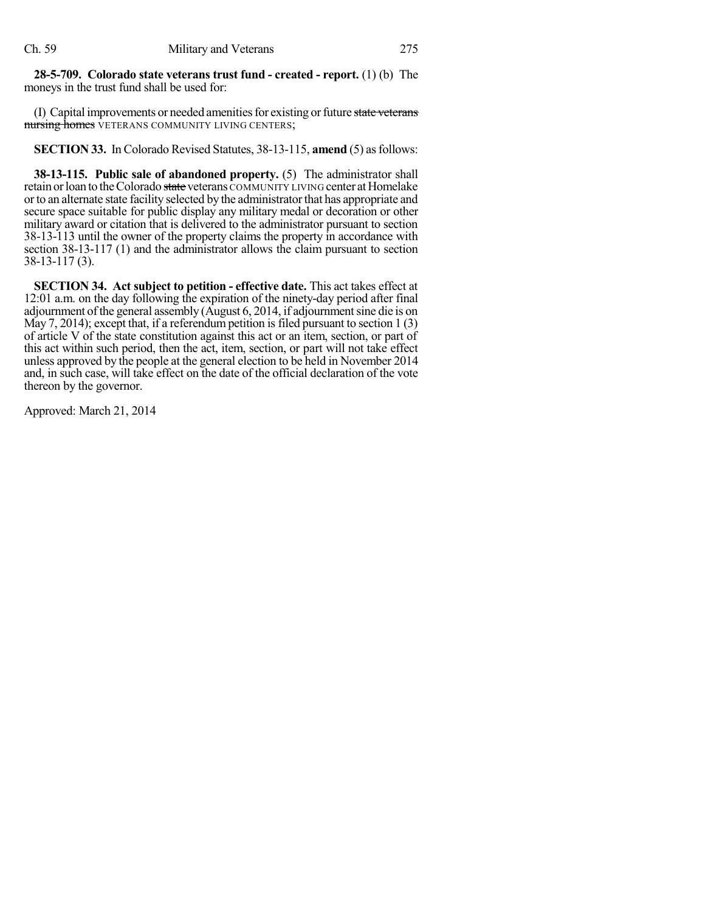**28-5-709. Colorado state veterans trust fund - created - report.** (1) (b) The moneys in the trust fund shall be used for:

(I) Capital improvements or needed amenities for existing or future ~~state veterans nursing homes~~ VETERANS COMMUNITY LIVING CENTERS;

**SECTION 33.** In Colorado Revised Statutes, 38-13-115, **amend** (5) as follows:

**38-13-115. Public sale of abandoned property.** (5) The administrator shall retain or loan to the Colorado ~~state~~ veterans COMMUNITY LIVING center at Homelake or to an alternate state facility selected by the administrator that has appropriate and secure space suitable for public display any military medal or decoration or other military award or citation that is delivered to the administrator pursuant to section 38-13-113 until the owner of the property claims the property in accordance with section 38-13-117 (1) and the administrator allows the claim pursuant to section 38-13-117 (3).

**SECTION 34. Act subject to petition - effective date.** This act takes effect at 12:01 a.m. on the day following the expiration of the ninety-day period after final adjournment of the general assembly (August 6, 2014, if adjournment sine die is on May 7, 2014); except that, if a referendum petition is filed pursuant to section 1 (3) of article V of the state constitution against this act or an item, section, or part of this act within such period, then the act, item, section, or part will not take effect unless approved by the people at the general election to be held in November 2014 and, in such case, will take effect on the date of the official declaration of the vote thereon by the governor.

Approved: March 21, 2014